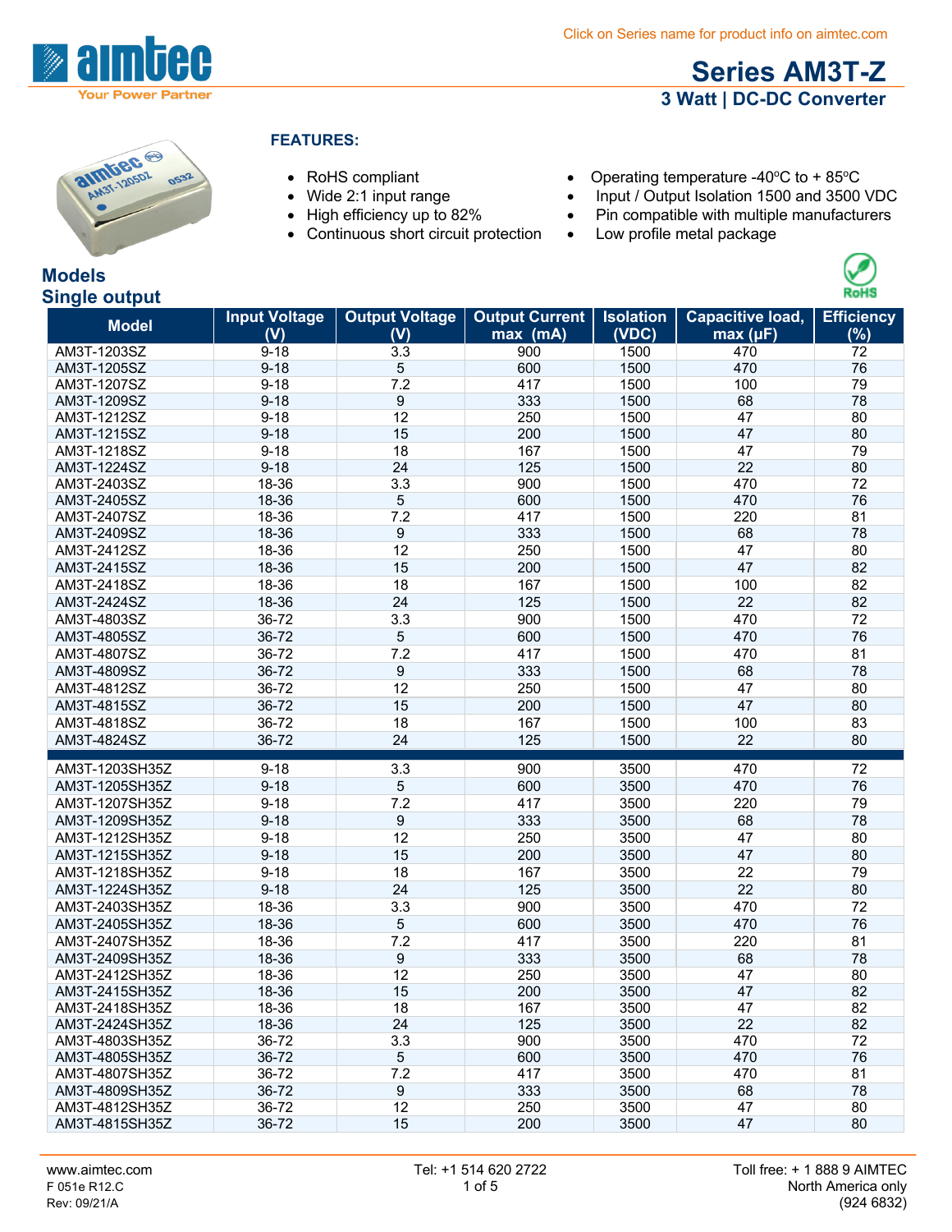Click on Series name for product info on aimtec.com

# Series AM3T-Z

## 3 Watt | DC-DC Converter

### FEATURES:

- RoHS compliant
- Wide 2:1 input range
- High efficiency up to 82%
- Continuous short circuit protection
- Operating temperature -40ºC to + 85ºC
- Input / Output Isolation 1500 and 3500 VDC
- Pin compatible with multiple manufacturers
- Low profile metal package

## Models

### Single output

| Model | Input Voltage (V) | Output Voltage (V) | Output Current max (mA) | Isolation (VDC) | Capacitive load, max (µF) | Efficiency (%) |
|---|---|---|---|---|---|---|
| AM3T-1203SZ | 9-18 | 3.3 | 900 | 1500 | 470 | 72 |
| AM3T-1205SZ | 9-18 | 5 | 600 | 1500 | 470 | 76 |
| AM3T-1207SZ | 9-18 | 7.2 | 417 | 1500 | 100 | 79 |
| AM3T-1209SZ | 9-18 | 9 | 333 | 1500 | 68 | 78 |
| AM3T-1212SZ | 9-18 | 12 | 250 | 1500 | 47 | 80 |
| AM3T-1215SZ | 9-18 | 15 | 200 | 1500 | 47 | 80 |
| AM3T-1218SZ | 9-18 | 18 | 167 | 1500 | 47 | 79 |
| AM3T-1224SZ | 9-18 | 24 | 125 | 1500 | 22 | 80 |
| AM3T-2403SZ | 18-36 | 3.3 | 900 | 1500 | 470 | 72 |
| AM3T-2405SZ | 18-36 | 5 | 600 | 1500 | 470 | 76 |
| AM3T-2407SZ | 18-36 | 7.2 | 417 | 1500 | 220 | 81 |
| AM3T-2409SZ | 18-36 | 9 | 333 | 1500 | 68 | 78 |
| AM3T-2412SZ | 18-36 | 12 | 250 | 1500 | 47 | 80 |
| AM3T-2415SZ | 18-36 | 15 | 200 | 1500 | 47 | 82 |
| AM3T-2418SZ | 18-36 | 18 | 167 | 1500 | 100 | 82 |
| AM3T-2424SZ | 18-36 | 24 | 125 | 1500 | 22 | 82 |
| AM3T-4803SZ | 36-72 | 3.3 | 900 | 1500 | 470 | 72 |
| AM3T-4805SZ | 36-72 | 5 | 600 | 1500 | 470 | 76 |
| AM3T-4807SZ | 36-72 | 7.2 | 417 | 1500 | 470 | 81 |
| AM3T-4809SZ | 36-72 | 9 | 333 | 1500 | 68 | 78 |
| AM3T-4812SZ | 36-72 | 12 | 250 | 1500 | 47 | 80 |
| AM3T-4815SZ | 36-72 | 15 | 200 | 1500 | 47 | 80 |
| AM3T-4818SZ | 36-72 | 18 | 167 | 1500 | 100 | 83 |
| AM3T-4824SZ | 36-72 | 24 | 125 | 1500 | 22 | 80 |
| AM3T-1203SH35Z | 9-18 | 3.3 | 900 | 3500 | 470 | 72 |
| AM3T-1205SH35Z | 9-18 | 5 | 600 | 3500 | 470 | 76 |
| AM3T-1207SH35Z | 9-18 | 7.2 | 417 | 3500 | 220 | 79 |
| AM3T-1209SH35Z | 9-18 | 9 | 333 | 3500 | 68 | 78 |
| AM3T-1212SH35Z | 9-18 | 12 | 250 | 3500 | 47 | 80 |
| AM3T-1215SH35Z | 9-18 | 15 | 200 | 3500 | 47 | 80 |
| AM3T-1218SH35Z | 9-18 | 18 | 167 | 3500 | 22 | 79 |
| AM3T-1224SH35Z | 9-18 | 24 | 125 | 3500 | 22 | 80 |
| AM3T-2403SH35Z | 18-36 | 3.3 | 900 | 3500 | 470 | 72 |
| AM3T-2405SH35Z | 18-36 | 5 | 600 | 3500 | 470 | 76 |
| AM3T-2407SH35Z | 18-36 | 7.2 | 417 | 3500 | 220 | 81 |
| AM3T-2409SH35Z | 18-36 | 9 | 333 | 3500 | 68 | 78 |
| AM3T-2412SH35Z | 18-36 | 12 | 250 | 3500 | 47 | 80 |
| AM3T-2415SH35Z | 18-36 | 15 | 200 | 3500 | 47 | 82 |
| AM3T-2418SH35Z | 18-36 | 18 | 167 | 3500 | 47 | 82 |
| AM3T-2424SH35Z | 18-36 | 24 | 125 | 3500 | 22 | 82 |
| AM3T-4803SH35Z | 36-72 | 3.3 | 900 | 3500 | 470 | 72 |
| AM3T-4805SH35Z | 36-72 | 5 | 600 | 3500 | 470 | 76 |
| AM3T-4807SH35Z | 36-72 | 7.2 | 417 | 3500 | 470 | 81 |
| AM3T-4809SH35Z | 36-72 | 9 | 333 | 3500 | 68 | 78 |
| AM3T-4812SH35Z | 36-72 | 12 | 250 | 3500 | 47 | 80 |
| AM3T-4815SH35Z | 36-72 | 15 | 200 | 3500 | 47 | 80 |

www.aimtec.com | Tel: +1 514 620 2722 | Toll free: + 1 888 9 AIMTEC (924 6832) North America only

F 051e R12.C
Rev: 09/21/A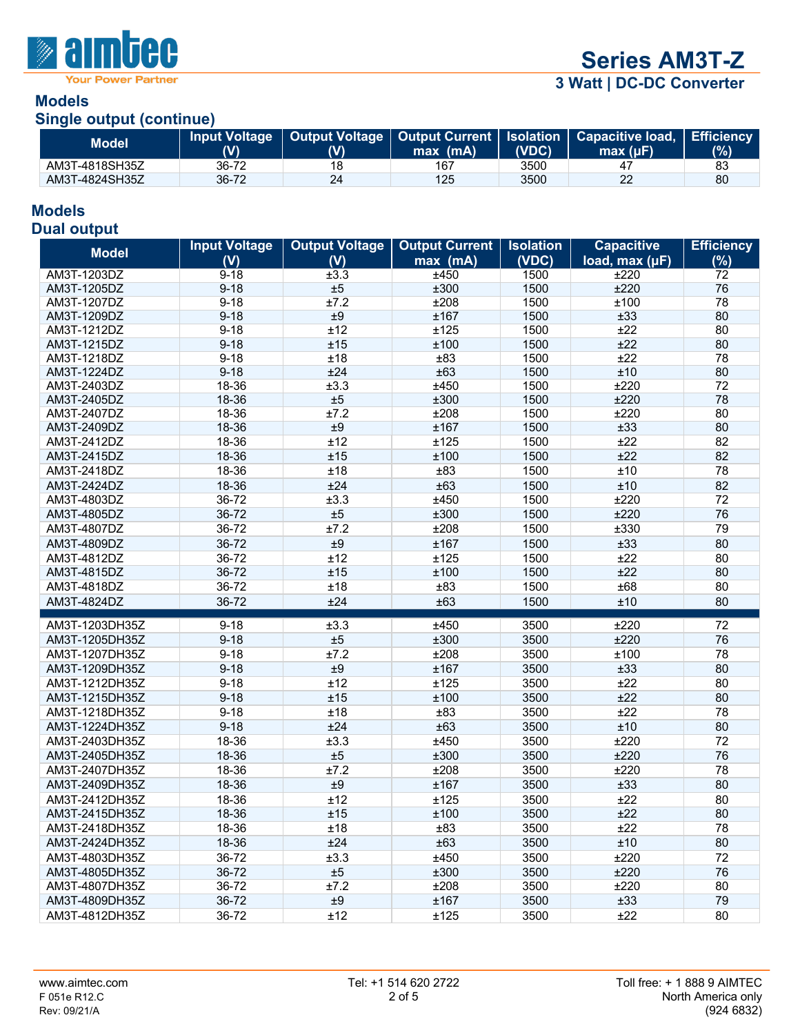## Models

### Single output (continue)

| Model | Input Voltage (V) | Output Voltage (V) | Output Current max (mA) | Isolation (VDC) | Capacitive load, max (µF) | Efficiency (%) |
|---|---|---|---|---|---|---|
| AM3T-4818SH35Z | 36-72 | 18 | 167 | 3500 | 47 | 83 |
| AM3T-4824SH35Z | 36-72 | 24 | 125 | 3500 | 22 | 80 |

## Models

### Dual output

| Model | Input Voltage (V) | Output Voltage (V) | Output Current max (mA) | Isolation (VDC) | Capacitive load, max (µF) | Efficiency (%) |
|---|---|---|---|---|---|---|
| AM3T-1203DZ | 9-18 | ±3.3 | ±450 | 1500 | ±220 | 72 |
| AM3T-1205DZ | 9-18 | ±5 | ±300 | 1500 | ±220 | 76 |
| AM3T-1207DZ | 9-18 | ±7.2 | ±208 | 1500 | ±100 | 78 |
| AM3T-1209DZ | 9-18 | ±9 | ±167 | 1500 | ±33 | 80 |
| AM3T-1212DZ | 9-18 | ±12 | ±125 | 1500 | ±22 | 80 |
| AM3T-1215DZ | 9-18 | ±15 | ±100 | 1500 | ±22 | 80 |
| AM3T-1218DZ | 9-18 | ±18 | ±83 | 1500 | ±22 | 78 |
| AM3T-1224DZ | 9-18 | ±24 | ±63 | 1500 | ±10 | 80 |
| AM3T-2403DZ | 18-36 | ±3.3 | ±450 | 1500 | ±220 | 72 |
| AM3T-2405DZ | 18-36 | ±5 | ±300 | 1500 | ±220 | 78 |
| AM3T-2407DZ | 18-36 | ±7.2 | ±208 | 1500 | ±220 | 80 |
| AM3T-2409DZ | 18-36 | ±9 | ±167 | 1500 | ±33 | 80 |
| AM3T-2412DZ | 18-36 | ±12 | ±125 | 1500 | ±22 | 82 |
| AM3T-2415DZ | 18-36 | ±15 | ±100 | 1500 | ±22 | 82 |
| AM3T-2418DZ | 18-36 | ±18 | ±83 | 1500 | ±10 | 78 |
| AM3T-2424DZ | 18-36 | ±24 | ±63 | 1500 | ±10 | 82 |
| AM3T-4803DZ | 36-72 | ±3.3 | ±450 | 1500 | ±220 | 72 |
| AM3T-4805DZ | 36-72 | ±5 | ±300 | 1500 | ±220 | 76 |
| AM3T-4807DZ | 36-72 | ±7.2 | ±208 | 1500 | ±330 | 79 |
| AM3T-4809DZ | 36-72 | ±9 | ±167 | 1500 | ±33 | 80 |
| AM3T-4812DZ | 36-72 | ±12 | ±125 | 1500 | ±22 | 80 |
| AM3T-4815DZ | 36-72 | ±15 | ±100 | 1500 | ±22 | 80 |
| AM3T-4818DZ | 36-72 | ±18 | ±83 | 1500 | ±68 | 80 |
| AM3T-4824DZ | 36-72 | ±24 | ±63 | 1500 | ±10 | 80 |
| AM3T-1203DH35Z | 9-18 | ±3.3 | ±450 | 3500 | ±220 | 72 |
| AM3T-1205DH35Z | 9-18 | ±5 | ±300 | 3500 | ±220 | 76 |
| AM3T-1207DH35Z | 9-18 | ±7.2 | ±208 | 3500 | ±100 | 78 |
| AM3T-1209DH35Z | 9-18 | ±9 | ±167 | 3500 | ±33 | 80 |
| AM3T-1212DH35Z | 9-18 | ±12 | ±125 | 3500 | ±22 | 80 |
| AM3T-1215DH35Z | 9-18 | ±15 | ±100 | 3500 | ±22 | 80 |
| AM3T-1218DH35Z | 9-18 | ±18 | ±83 | 3500 | ±22 | 78 |
| AM3T-1224DH35Z | 9-18 | ±24 | ±63 | 3500 | ±10 | 80 |
| AM3T-2403DH35Z | 18-36 | ±3.3 | ±450 | 3500 | ±220 | 72 |
| AM3T-2405DH35Z | 18-36 | ±5 | ±300 | 3500 | ±220 | 76 |
| AM3T-2407DH35Z | 18-36 | ±7.2 | ±208 | 3500 | ±220 | 78 |
| AM3T-2409DH35Z | 18-36 | ±9 | ±167 | 3500 | ±33 | 80 |
| AM3T-2412DH35Z | 18-36 | ±12 | ±125 | 3500 | ±22 | 80 |
| AM3T-2415DH35Z | 18-36 | ±15 | ±100 | 3500 | ±22 | 80 |
| AM3T-2418DH35Z | 18-36 | ±18 | ±83 | 3500 | ±22 | 78 |
| AM3T-2424DH35Z | 18-36 | ±24 | ±63 | 3500 | ±10 | 80 |
| AM3T-4803DH35Z | 36-72 | ±3.3 | ±450 | 3500 | ±220 | 72 |
| AM3T-4805DH35Z | 36-72 | ±5 | ±300 | 3500 | ±220 | 76 |
| AM3T-4807DH35Z | 36-72 | ±7.2 | ±208 | 3500 | ±220 | 80 |
| AM3T-4809DH35Z | 36-72 | ±9 | ±167 | 3500 | ±33 | 79 |
| AM3T-4812DH35Z | 36-72 | ±12 | ±125 | 3500 | ±22 | 80 |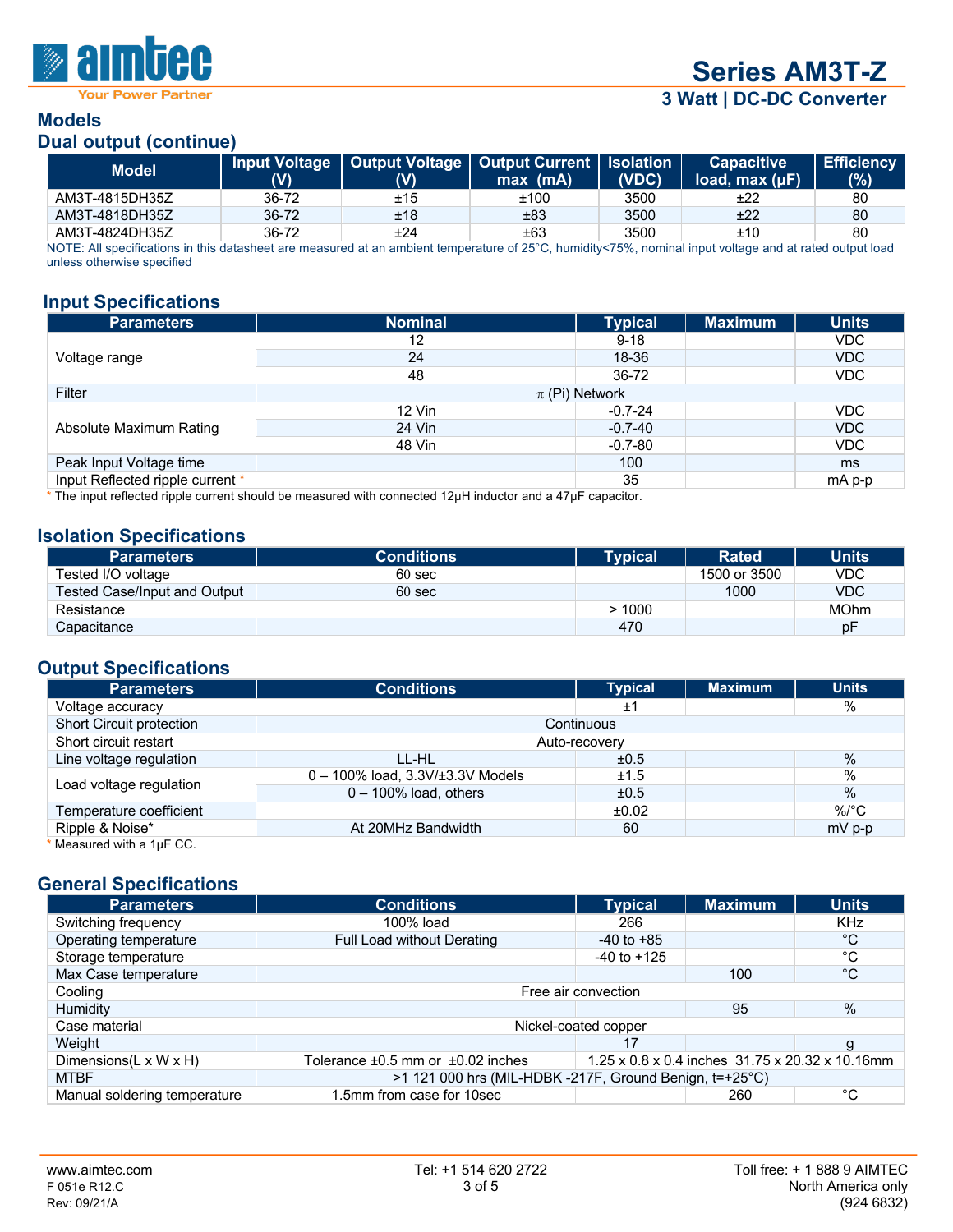## Models

### Dual output (continue)

| Model | Input Voltage (V) | Output Voltage (V) | Output Current max (mA) | Isolation (VDC) | Capacitive load, max (µF) | Efficiency (%) |
|---|---|---|---|---|---|---|
| AM3T-4815DH35Z | 36-72 | ±15 | ±100 | 3500 | ±22 | 80 |
| AM3T-4818DH35Z | 36-72 | ±18 | ±83 | 3500 | ±22 | 80 |
| AM3T-4824DH35Z | 36-72 | ±24 | ±63 | 3500 | ±10 | 80 |

NOTE: All specifications in this datasheet are measured at an ambient temperature of 25°C, humidity<75%, nominal input voltage and at rated output load unless otherwise specified

## Input Specifications

| Parameters | Nominal | Typical | Maximum | Units |
|---|---|---|---|---|
| Voltage range | 12 | 9-18 | | VDC |
| | 24 | 18-36 | | VDC |
| | 48 | 36-72 | | VDC |
| Filter | π (Pi) Network | | | |
| Absolute Maximum Rating | 12 Vin | -0.7-24 | | VDC |
| | 24 Vin | -0.7-40 | | VDC |
| | 48 Vin | -0.7-80 | | VDC |
| Peak Input Voltage time | | 100 | | ms |
| Input Reflected ripple current * | | 35 | | mA p-p |

* The input reflected ripple current should be measured with connected 12µH inductor and a 47µF capacitor.

## Isolation Specifications

| Parameters | Conditions | Typical | Rated | Units |
|---|---|---|---|---|
| Tested I/O voltage | 60 sec | | 1500 or 3500 | VDC |
| Tested Case/Input and Output | 60 sec | | 1000 | VDC |
| Resistance | | > 1000 | | MOhm |
| Capacitance | | 470 | | pF |

## Output Specifications

| Parameters | Conditions | Typical | Maximum | Units |
|---|---|---|---|---|
| Voltage accuracy | | ±1 | | % |
| Short Circuit protection | Continuous | | | |
| Short circuit restart | Auto-recovery | | | |
| Line voltage regulation | LL-HL | ±0.5 | | % |
| Load voltage regulation | 0 – 100% load, 3.3V/±3.3V Models | ±1.5 | | % |
| | 0 – 100% load, others | ±0.5 | | % |
| Temperature coefficient | | ±0.02 | | %/°C |
| Ripple & Noise* | At 20MHz Bandwidth | 60 | | mV p-p |

* Measured with a 1µF CC.

## General Specifications

| Parameters | Conditions | Typical | Maximum | Units |
|---|---|---|---|---|
| Switching frequency | 100% load | 266 | | KHz |
| Operating temperature | Full Load without Derating | -40 to +85 | | °C |
| Storage temperature | | -40 to +125 | | °C |
| Max Case temperature | | | 100 | °C |
| Cooling | Free air convection | | | |
| Humidity | | | 95 | % |
| Case material | Nickel-coated copper | | | |
| Weight | | 17 | | g |
| Dimensions(L x W x H) | Tolerance ±0.5 mm or ±0.02 inches | 1.25 x 0.8 x 0.4 inches 31.75 x 20.32 x 10.16mm | | |
| MTBF | >1 121 000 hrs (MIL-HDBK -217F, Ground Benign, t=+25°C) | | | |
| Manual soldering temperature | 1.5mm from case for 10sec | | 260 | °C |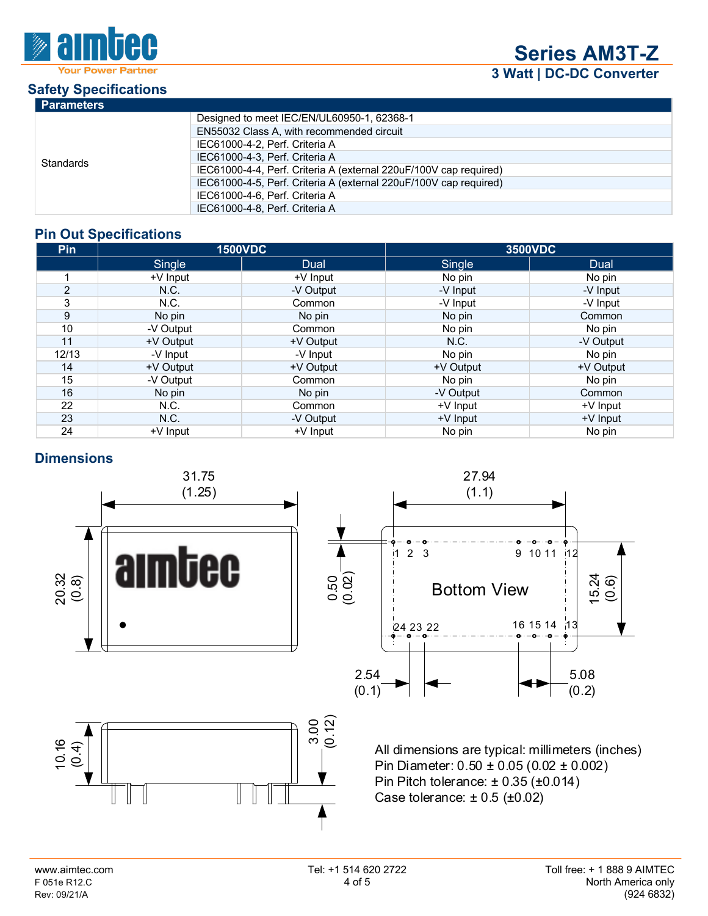## Safety Specifications

| Parameters | |
|---|---|
| Standards | Designed to meet IEC/EN/UL60950-1, 62368-1 |
| | EN55032 Class A, with recommended circuit |
| | IEC61000-4-2, Perf. Criteria A |
| | IEC61000-4-3, Perf. Criteria A |
| | IEC61000-4-4, Perf. Criteria A (external 220uF/100V cap required) |
| | IEC61000-4-5, Perf. Criteria A (external 220uF/100V cap required) |
| | IEC61000-4-6, Perf. Criteria A |
| | IEC61000-4-8, Perf. Criteria A |

## Pin Out Specifications

| Pin | 1500VDC | | 3500VDC | |
|---|---|---|---|---|
| | Single | Dual | Single | Dual |
| 1 | +V Input | +V Input | No pin | No pin |
| 2 | N.C. | -V Output | -V Input | -V Input |
| 3 | N.C. | Common | -V Input | -V Input |
| 9 | No pin | No pin | No pin | Common |
| 10 | -V Output | Common | No pin | No pin |
| 11 | +V Output | +V Output | N.C. | -V Output |
| 12/13 | -V Input | -V Input | No pin | No pin |
| 14 | +V Output | +V Output | +V Output | +V Output |
| 15 | -V Output | Common | No pin | No pin |
| 16 | No pin | No pin | -V Output | Common |
| 22 | N.C. | Common | +V Input | +V Input |
| 23 | N.C. | -V Output | +V Input | +V Input |
| 24 | +V Input | +V Input | No pin | No pin |

## Dimensions

31.75 (1.25)

20.32 (0.8)

27.94 (1.1)

0.50 (0.02)

15.24 (0.6)

Bottom View

1 2 3 9 10 11 12

24 23 22 16 15 14 13

2.54 (0.1)

5.08 (0.2)

10.16 (0.4)

3.00 (0.12)

All dimensions are typical: millimeters (inches)
Pin Diameter: 0.50 ± 0.05 (0.02 ± 0.002)
Pin Pitch tolerance: ± 0.35 (±0.014)
Case tolerance: ± 0.5 (±0.02)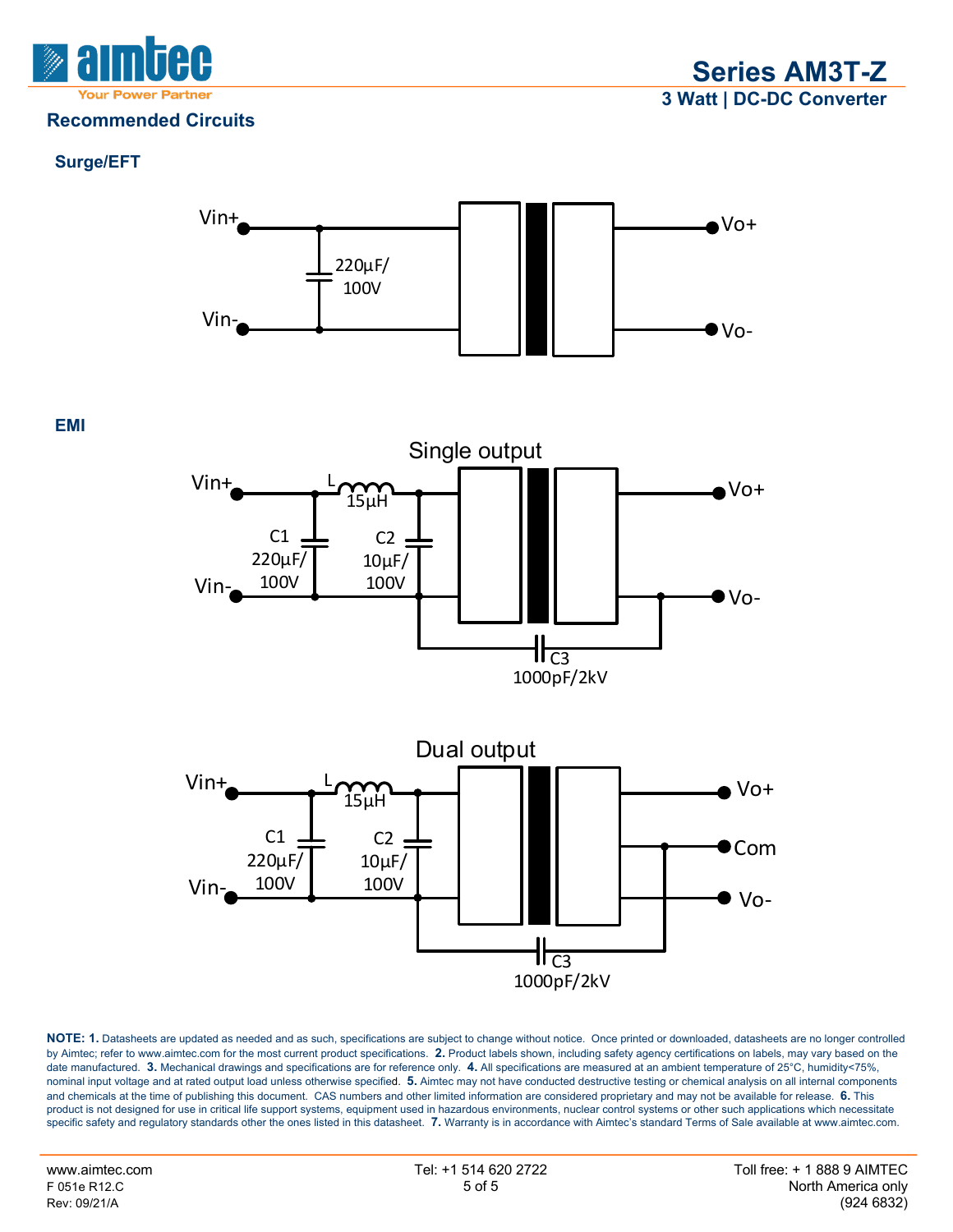## Recommended Circuits

### Surge/EFT

Vin+
220µF/
100V
Vin-
Vo+
Vo-

### EMI

Single output

Vin+
L
15µH
C1
220µF/
100V
C2
10µF/
100V
Vin-
Vo+
Vo-
C3
1000pF/2kV

Dual output

Vin+
L
15µH
C1
220µF/
100V
C2
10µF/
100V
Vin-
Vo+
Com
Vo-
C3
1000pF/2kV

**NOTE: 1.** Datasheets are updated as needed and as such, specifications are subject to change without notice. Once printed or downloaded, datasheets are no longer controlled by Aimtec; refer to www.aimtec.com for the most current product specifications. **2.** Product labels shown, including safety agency certifications on labels, may vary based on the date manufactured. **3.** Mechanical drawings and specifications are for reference only. **4.** All specifications are measured at an ambient temperature of 25°C, humidity<75%, nominal input voltage and at rated output load unless otherwise specified. **5.** Aimtec may not have conducted destructive testing or chemical analysis on all internal components and chemicals at the time of publishing this document. CAS numbers and other limited information are considered proprietary and may not be available for release. **6.** This product is not designed for use in critical life support systems, equipment used in hazardous environments, nuclear control systems or other such applications which necessitate specific safety and regulatory standards other the ones listed in this datasheet. **7.** Warranty is in accordance with Aimtec's standard Terms of Sale available at www.aimtec.com.